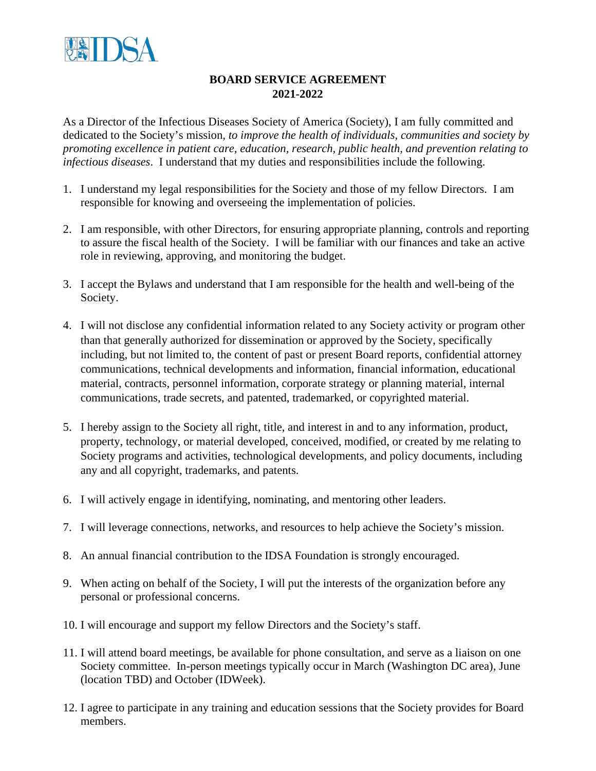IDSA

**BOARD SERVICE AGREEMENT**
**2021-2022**

As a Director of the Infectious Diseases Society of America (Society), I am fully committed and dedicated to the Society's mission, *to improve the health of individuals, communities and society by promoting excellence in patient care, education, research, public health, and prevention relating to infectious diseases*. I understand that my duties and responsibilities include the following.

1. I understand my legal responsibilities for the Society and those of my fellow Directors. I am responsible for knowing and overseeing the implementation of policies.

2. I am responsible, with other Directors, for ensuring appropriate planning, controls and reporting to assure the fiscal health of the Society. I will be familiar with our finances and take an active role in reviewing, approving, and monitoring the budget.

3. I accept the Bylaws and understand that I am responsible for the health and well-being of the Society.

4. I will not disclose any confidential information related to any Society activity or program other than that generally authorized for dissemination or approved by the Society, specifically including, but not limited to, the content of past or present Board reports, confidential attorney communications, technical developments and information, financial information, educational material, contracts, personnel information, corporate strategy or planning material, internal communications, trade secrets, and patented, trademarked, or copyrighted material.

5. I hereby assign to the Society all right, title, and interest in and to any information, product, property, technology, or material developed, conceived, modified, or created by me relating to Society programs and activities, technological developments, and policy documents, including any and all copyright, trademarks, and patents.

6. I will actively engage in identifying, nominating, and mentoring other leaders.

7. I will leverage connections, networks, and resources to help achieve the Society's mission.

8. An annual financial contribution to the IDSA Foundation is strongly encouraged.

9. When acting on behalf of the Society, I will put the interests of the organization before any personal or professional concerns.

10. I will encourage and support my fellow Directors and the Society's staff.

11. I will attend board meetings, be available for phone consultation, and serve as a liaison on one Society committee. In-person meetings typically occur in March (Washington DC area), June (location TBD) and October (IDWeek).

12. I agree to participate in any training and education sessions that the Society provides for Board members.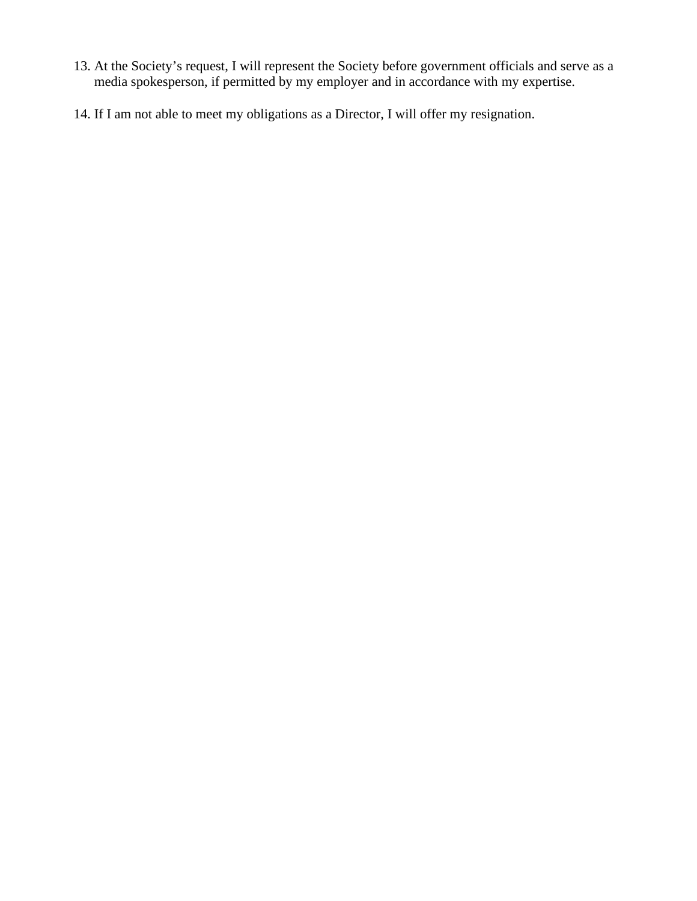13. At the Society's request, I will represent the Society before government officials and serve as a media spokesperson, if permitted by my employer and in accordance with my expertise.

14. If I am not able to meet my obligations as a Director, I will offer my resignation.